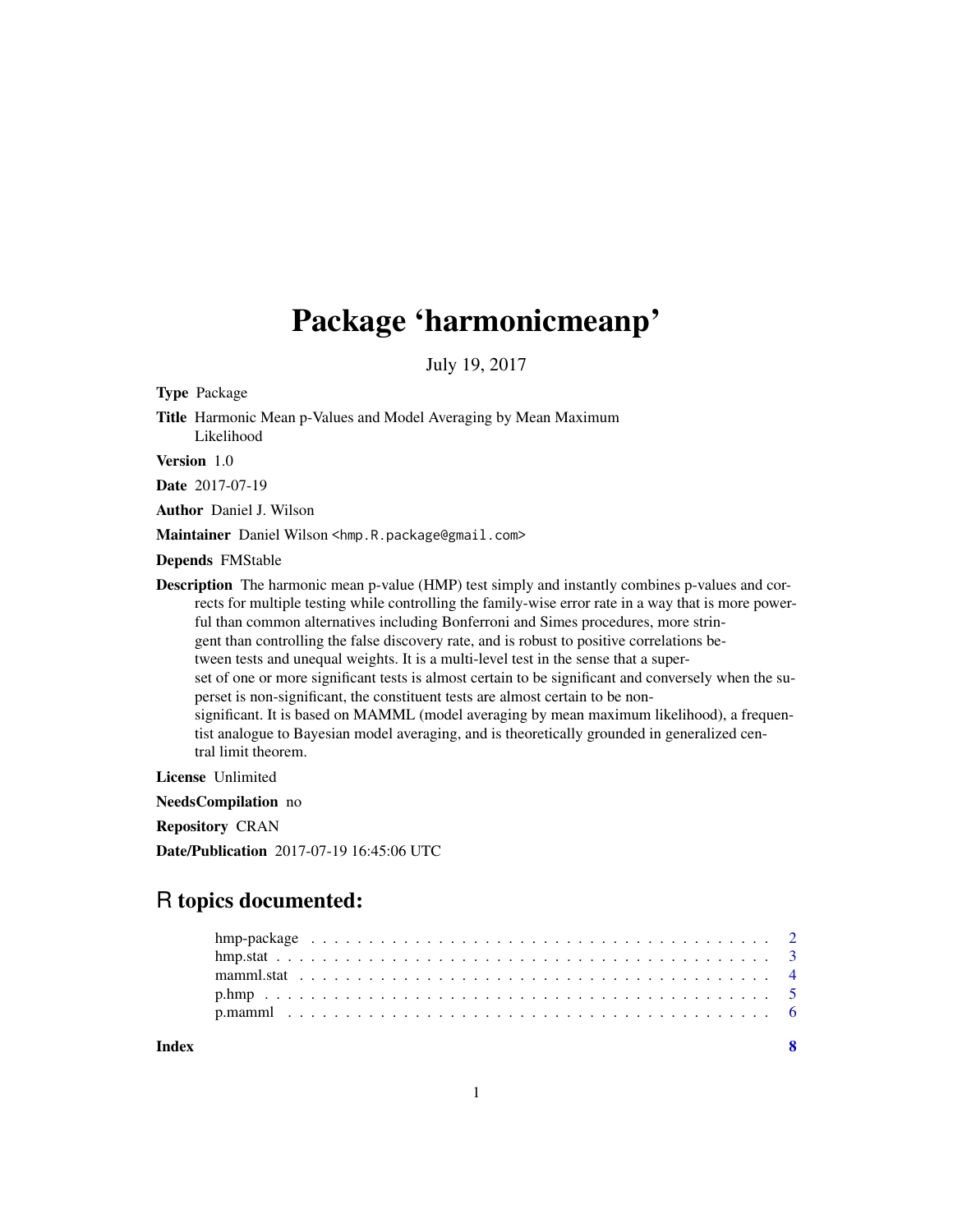# Package 'harmonicmeanp'

July 19, 2017

**Type** Package

**Title** Harmonic Mean p-Values and Model Averaging by Mean Maximum Likelihood

**Version** 1.0

**Date** 2017-07-19

**Author** Daniel J. Wilson

**Maintainer** Daniel Wilson <hmp.R.package@gmail.com>

**Depends** FMStable

**Description** The harmonic mean p-value (HMP) test simply and instantly combines p-values and corrects for multiple testing while controlling the family-wise error rate in a way that is more powerful than common alternatives including Bonferroni and Simes procedures, more stringent than controlling the false discovery rate, and is robust to positive correlations between tests and unequal weights. It is a multi-level test in the sense that a superset of one or more significant tests is almost certain to be significant and conversely when the superset is non-significant, the constituent tests are almost certain to be non-significant. It is based on MAMML (model averaging by mean maximum likelihood), a frequentist analogue to Bayesian model averaging, and is theoretically grounded in generalized central limit theorem.

**License** Unlimited

**NeedsCompilation** no

**Repository** CRAN

**Date/Publication** 2017-07-19 16:45:06 UTC

## R topics documented:

| | |
|---|---|
| hmp-package | 2 |
| hmp.stat | 3 |
| mamml.stat | 4 |
| p.hmp | 5 |
| p.mamml | 6 |
| **Index** | **8** |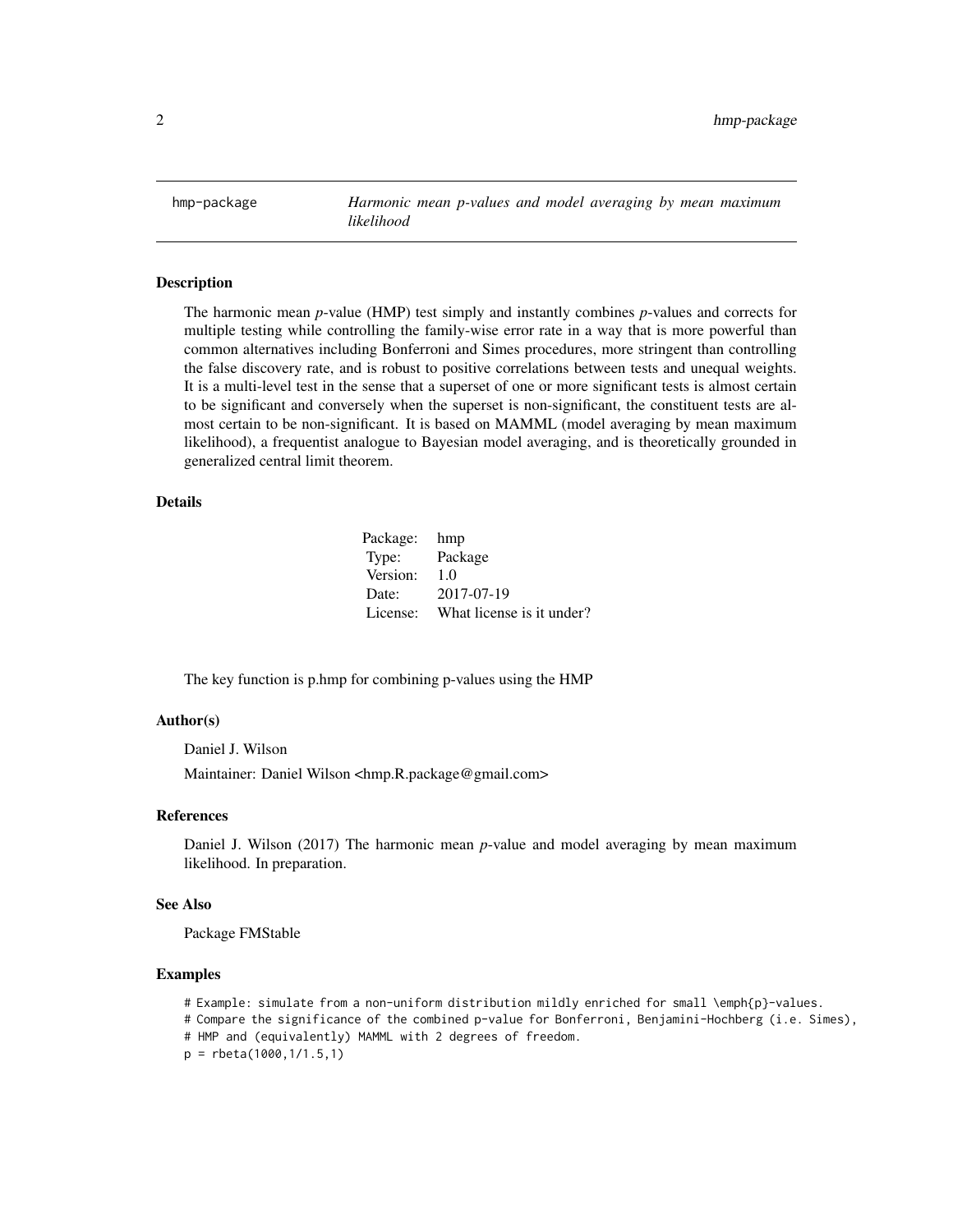hmp-package *Harmonic mean p-values and model averaging by mean maximum likelihood*

### Description

The harmonic mean *p*-value (HMP) test simply and instantly combines *p*-values and corrects for multiple testing while controlling the family-wise error rate in a way that is more powerful than common alternatives including Bonferroni and Simes procedures, more stringent than controlling the false discovery rate, and is robust to positive correlations between tests and unequal weights. It is a multi-level test in the sense that a superset of one or more significant tests is almost certain to be significant and conversely when the superset is non-significant, the constituent tests are almost certain to be non-significant. It is based on MAMML (model averaging by mean maximum likelihood), a frequentist analogue to Bayesian model averaging, and is theoretically grounded in generalized central limit theorem.

### Details

| | |
|---|---|
| Package: | hmp |
| Type: | Package |
| Version: | 1.0 |
| Date: | 2017-07-19 |
| License: | What license is it under? |

The key function is p.hmp for combining p-values using the HMP

### Author(s)

Daniel J. Wilson

Maintainer: Daniel Wilson <hmp.R.package@gmail.com>

### References

Daniel J. Wilson (2017) The harmonic mean *p*-value and model averaging by mean maximum likelihood. In preparation.

### See Also

Package FMStable

### Examples

```
# Example: simulate from a non-uniform distribution mildly enriched for small \emph{p}-values.
# Compare the significance of the combined p-value for Bonferroni, Benjamini-Hochberg (i.e. Simes),
# HMP and (equivalently) MAMML with 2 degrees of freedom.
p = rbeta(1000,1/1.5,1)
```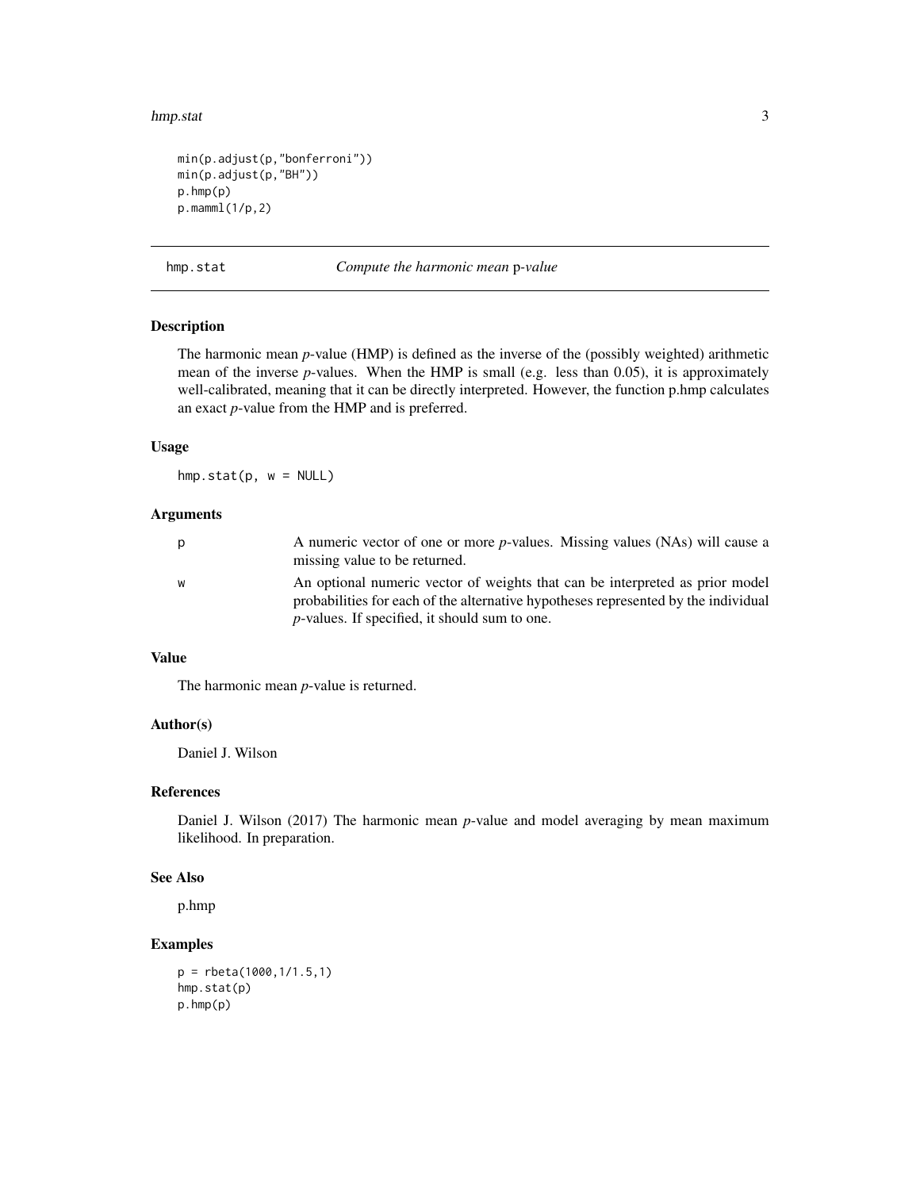```
min(p.adjust(p,"bonferroni"))
min(p.adjust(p,"BH"))
p.hmp(p)
p.mamml(1/p,2)
```

## hmp.stat — *Compute the harmonic mean* p-*value*

### Description

The harmonic mean *p*-value (HMP) is defined as the inverse of the (possibly weighted) arithmetic mean of the inverse *p*-values. When the HMP is small (e.g. less than 0.05), it is approximately well-calibrated, meaning that it can be directly interpreted. However, the function p.hmp calculates an exact *p*-value from the HMP and is preferred.

### Usage

```
hmp.stat(p, w = NULL)
```

### Arguments

| | |
|---|---|
| p | A numeric vector of one or more *p*-values. Missing values (NAs) will cause a missing value to be returned. |
| w | An optional numeric vector of weights that can be interpreted as prior model probabilities for each of the alternative hypotheses represented by the individual *p*-values. If specified, it should sum to one. |

### Value

The harmonic mean *p*-value is returned.

### Author(s)

Daniel J. Wilson

### References

Daniel J. Wilson (2017) The harmonic mean *p*-value and model averaging by mean maximum likelihood. In preparation.

### See Also

p.hmp

### Examples

```
p = rbeta(1000,1/1.5,1)
hmp.stat(p)
p.hmp(p)
```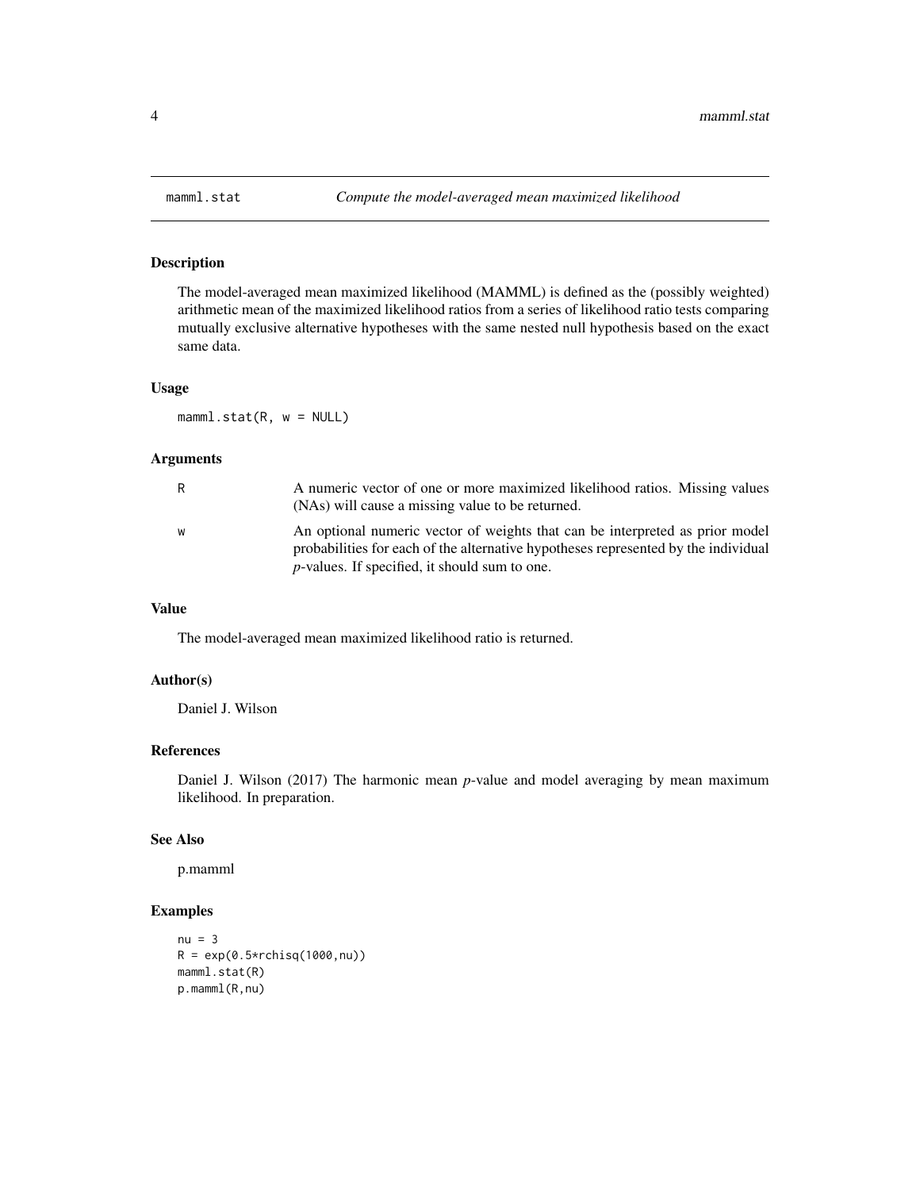`mamml.stat` *Compute the model-averaged mean maximized likelihood*

### Description

The model-averaged mean maximized likelihood (MAMML) is defined as the (possibly weighted) arithmetic mean of the maximized likelihood ratios from a series of likelihood ratio tests comparing mutually exclusive alternative hypotheses with the same nested null hypothesis based on the exact same data.

### Usage

```
mamml.stat(R, w = NULL)
```

### Arguments

| | |
|---|---|
| R | A numeric vector of one or more maximized likelihood ratios. Missing values (NAs) will cause a missing value to be returned. |
| w | An optional numeric vector of weights that can be interpreted as prior model probabilities for each of the alternative hypotheses represented by the individual *p*-values. If specified, it should sum to one. |

### Value

The model-averaged mean maximized likelihood ratio is returned.

### Author(s)

Daniel J. Wilson

### References

Daniel J. Wilson (2017) The harmonic mean *p*-value and model averaging by mean maximum likelihood. In preparation.

### See Also

p.mamml

### Examples

```
nu = 3
R = exp(0.5*rchisq(1000,nu))
mamml.stat(R)
p.mamml(R,nu)
```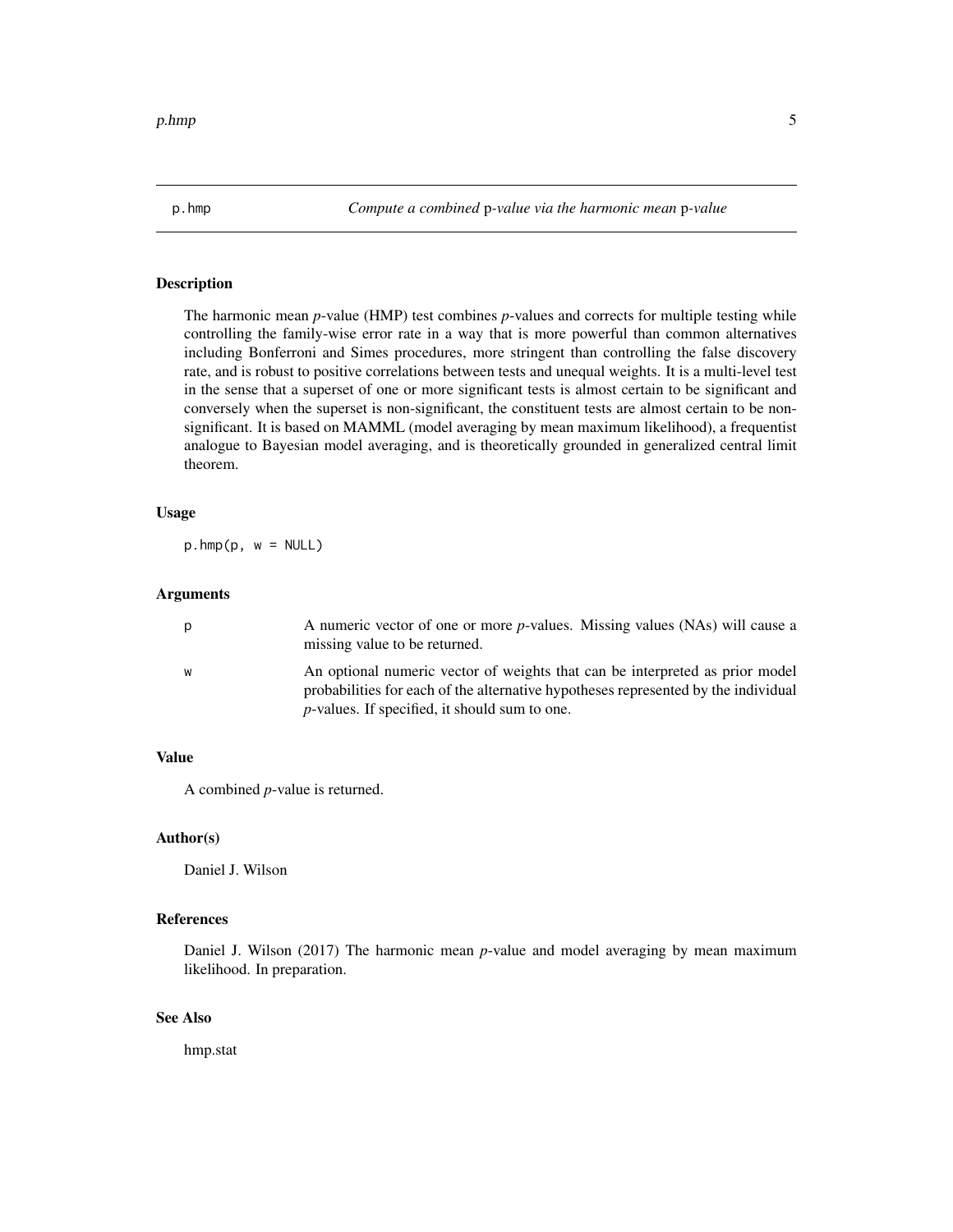p.hmp    *Compute a combined* p*-value via the harmonic mean* p*-value*

## Description

The harmonic mean *p*-value (HMP) test combines *p*-values and corrects for multiple testing while controlling the family-wise error rate in a way that is more powerful than common alternatives including Bonferroni and Simes procedures, more stringent than controlling the false discovery rate, and is robust to positive correlations between tests and unequal weights. It is a multi-level test in the sense that a superset of one or more significant tests is almost certain to be significant and conversely when the superset is non-significant, the constituent tests are almost certain to be non-significant. It is based on MAMML (model averaging by mean maximum likelihood), a frequentist analogue to Bayesian model averaging, and is theoretically grounded in generalized central limit theorem.

## Usage

```
p.hmp(p, w = NULL)
```

## Arguments

| | |
|---|---|
| p | A numeric vector of one or more *p*-values. Missing values (NAs) will cause a missing value to be returned. |
| w | An optional numeric vector of weights that can be interpreted as prior model probabilities for each of the alternative hypotheses represented by the individual *p*-values. If specified, it should sum to one. |

## Value

A combined *p*-value is returned.

## Author(s)

Daniel J. Wilson

## References

Daniel J. Wilson (2017) The harmonic mean *p*-value and model averaging by mean maximum likelihood. In preparation.

## See Also

hmp.stat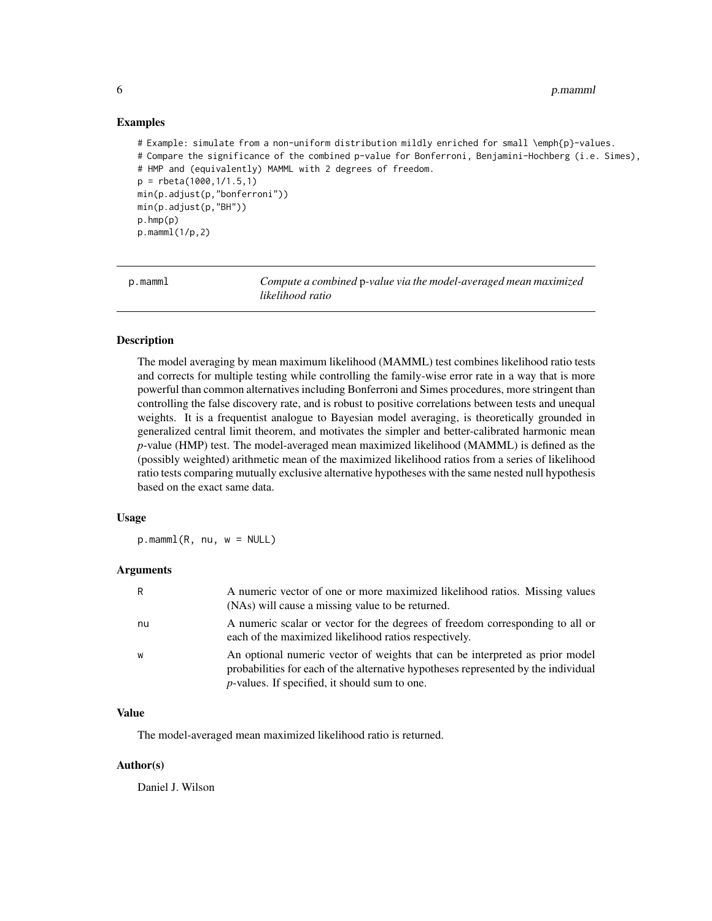### Examples

```
# Example: simulate from a non-uniform distribution mildly enriched for small \emph{p}-values.
# Compare the significance of the combined p-value for Bonferroni, Benjamini-Hochberg (i.e. Simes),
# HMP and (equivalently) MAMML with 2 degrees of freedom.
p = rbeta(1000,1/1.5,1)
min(p.adjust(p,"bonferroni"))
min(p.adjust(p,"BH"))
p.hmp(p)
p.mamml(1/p,2)
```

---

## p.mamml — *Compute a combined* p*-value via the model-averaged mean maximized likelihood ratio*

---

### Description

The model averaging by mean maximum likelihood (MAMML) test combines likelihood ratio tests and corrects for multiple testing while controlling the family-wise error rate in a way that is more powerful than common alternatives including Bonferroni and Simes procedures, more stringent than controlling the false discovery rate, and is robust to positive correlations between tests and unequal weights. It is a frequentist analogue to Bayesian model averaging, is theoretically grounded in generalized central limit theorem, and motivates the simpler and better-calibrated harmonic mean *p*-value (HMP) test. The model-averaged mean maximized likelihood (MAMML) is defined as the (possibly weighted) arithmetic mean of the maximized likelihood ratios from a series of likelihood ratio tests comparing mutually exclusive alternative hypotheses with the same nested null hypothesis based on the exact same data.

### Usage

```
p.mamml(R, nu, w = NULL)
```

### Arguments

| | |
|---|---|
| R | A numeric vector of one or more maximized likelihood ratios. Missing values (NAs) will cause a missing value to be returned. |
| nu | A numeric scalar or vector for the degrees of freedom corresponding to all or each of the maximized likelihood ratios respectively. |
| w | An optional numeric vector of weights that can be interpreted as prior model probabilities for each of the alternative hypotheses represented by the individual *p*-values. If specified, it should sum to one. |

### Value

The model-averaged mean maximized likelihood ratio is returned.

### Author(s)

Daniel J. Wilson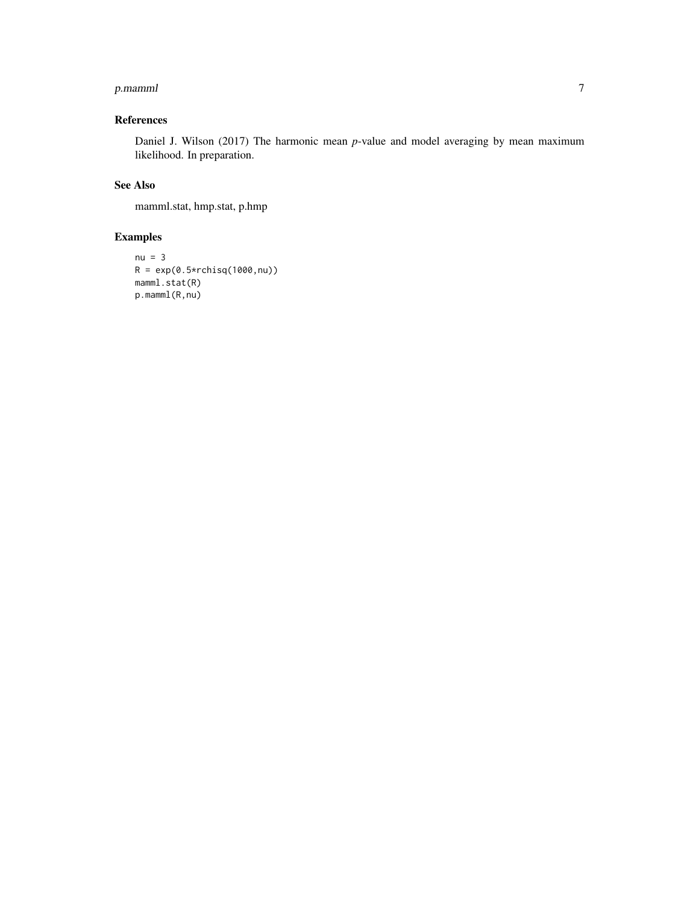## References

Daniel J. Wilson (2017) The harmonic mean *p*-value and model averaging by mean maximum likelihood. In preparation.

## See Also

mamml.stat, hmp.stat, p.hmp

## Examples

```
nu = 3
R = exp(0.5*rchisq(1000,nu))
mamml.stat(R)
p.mamml(R,nu)
```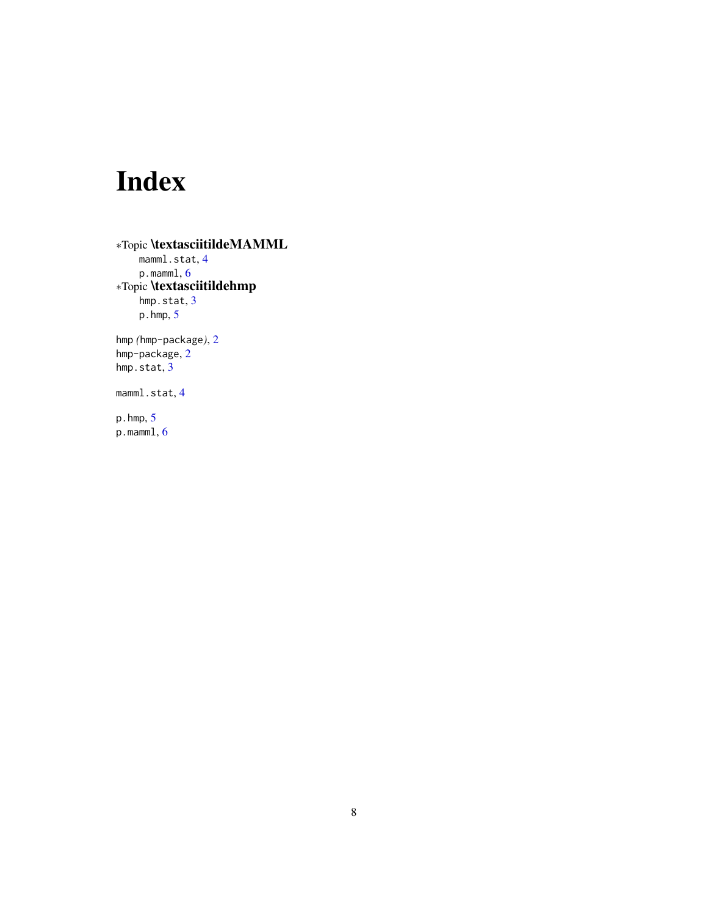# Index

∗Topic **\textasciitildeMAMML**

- `mamml.stat`, 4
- `p.mamml`, 6

∗Topic **\textasciitildehmp**

- `hmp.stat`, 3
- `p.hmp`, 5

`hmp` *(*`hmp-package`*)*, 2
`hmp-package`, 2
`hmp.stat`, 3

`mamml.stat`, 4

`p.hmp`, 5
`p.mamml`, 6